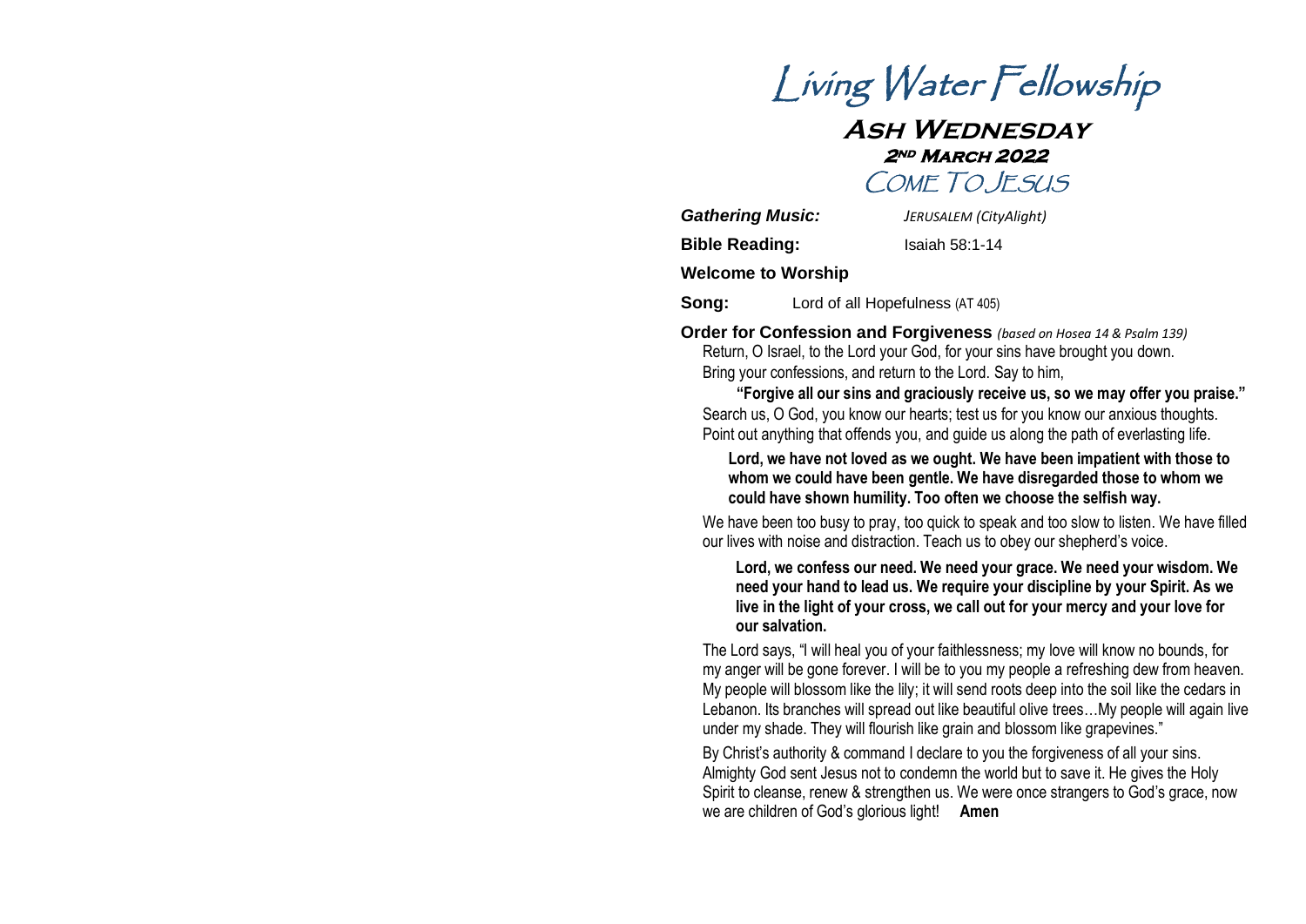// Living Water Fellowship

# Living Water Fellowship

## Ash Wednesday

### 2nd March 2022

### Come To Jesus

***Gathering Music:*** *JERUSALEM (CityAlight)*

**Bible Reading:** Isaiah 58:1-14

**Welcome to Worship**

**Song:** Lord of all Hopefulness (AT 405)

**Order for Confession and Forgiveness** *(based on Hosea 14 & Psalm 139)*

Return, O Israel, to the Lord your God, for your sins have brought you down. Bring your confessions, and return to the Lord. Say to him,

**"Forgive all our sins and graciously receive us, so we may offer you praise."**

Search us, O God, you know our hearts; test us for you know our anxious thoughts. Point out anything that offends you, and guide us along the path of everlasting life.

**Lord, we have not loved as we ought. We have been impatient with those to whom we could have been gentle. We have disregarded those to whom we could have shown humility. Too often we choose the selfish way.**

We have been too busy to pray, too quick to speak and too slow to listen. We have filled our lives with noise and distraction. Teach us to obey our shepherd's voice.

**Lord, we confess our need. We need your grace. We need your wisdom. We need your hand to lead us. We require your discipline by your Spirit. As we live in the light of your cross, we call out for your mercy and your love for our salvation.**

The Lord says, "I will heal you of your faithlessness; my love will know no bounds, for my anger will be gone forever. I will be to you my people a refreshing dew from heaven. My people will blossom like the lily; it will send roots deep into the soil like the cedars in Lebanon. Its branches will spread out like beautiful olive trees…My people will again live under my shade. They will flourish like grain and blossom like grapevines."

By Christ's authority & command I declare to you the forgiveness of all your sins. Almighty God sent Jesus not to condemn the world but to save it. He gives the Holy Spirit to cleanse, renew & strengthen us. We were once strangers to God's grace, now we are children of God's glorious light! **Amen**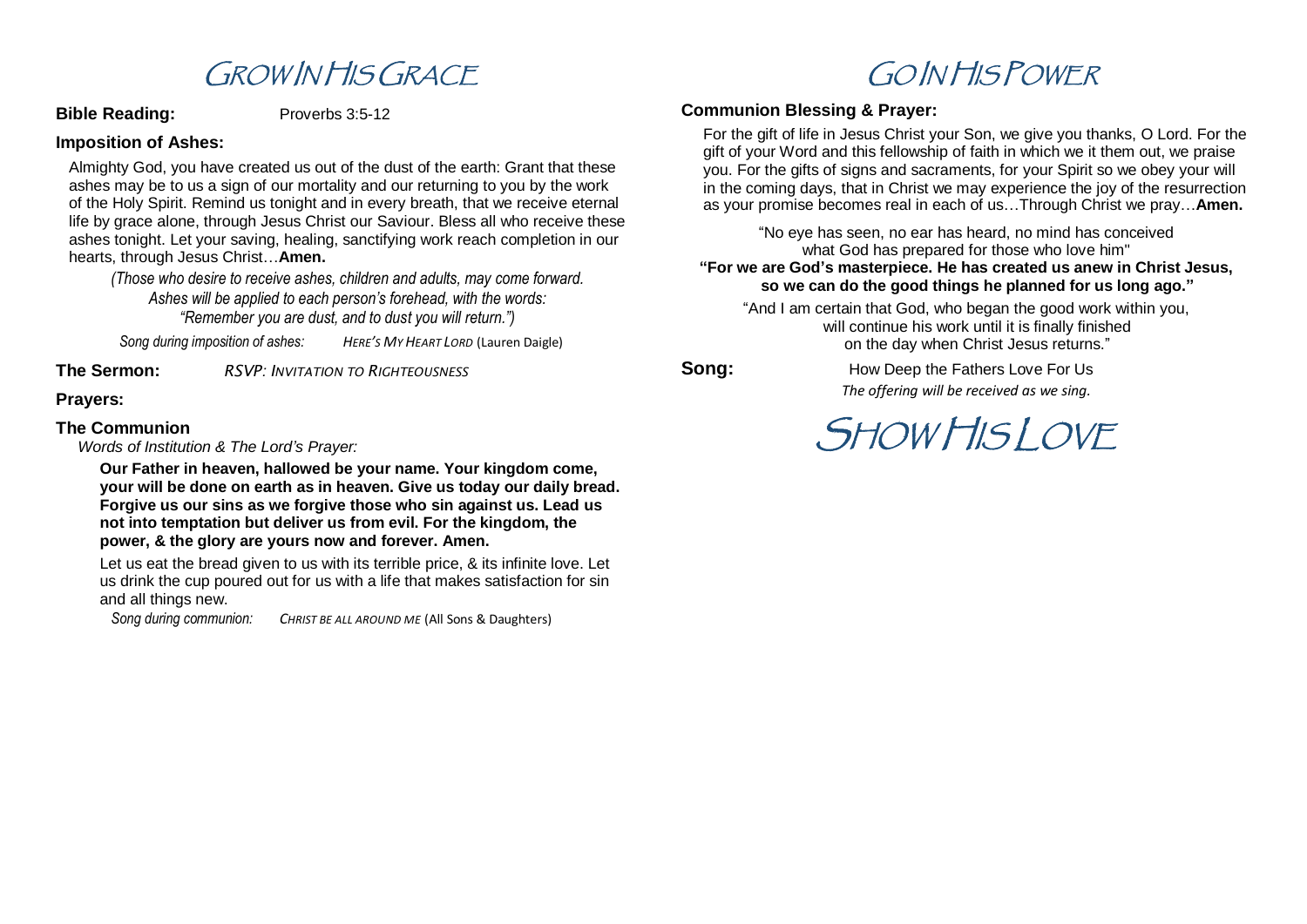# GROW IN HIS GRACE

**Bible Reading:** Proverbs 3:5-12

**Imposition of Ashes:**

Almighty God, you have created us out of the dust of the earth: Grant that these ashes may be to us a sign of our mortality and our returning to you by the work of the Holy Spirit. Remind us tonight and in every breath, that we receive eternal life by grace alone, through Jesus Christ our Saviour. Bless all who receive these ashes tonight. Let your saving, healing, sanctifying work reach completion in our hearts, through Jesus Christ…**Amen.**

*(Those who desire to receive ashes, children and adults, may come forward. Ashes will be applied to each person's forehead, with the words: "Remember you are dust, and to dust you will return.")*

*Song during imposition of ashes:* *HERE'S MY HEART LORD* (Lauren Daigle)

**The Sermon:** *RSVP: INVITATION TO RIGHTEOUSNESS*

**Prayers:**

**The Communion**

*Words of Institution & The Lord's Prayer:*

**Our Father in heaven, hallowed be your name. Your kingdom come, your will be done on earth as in heaven. Give us today our daily bread. Forgive us our sins as we forgive those who sin against us. Lead us not into temptation but deliver us from evil. For the kingdom, the power, & the glory are yours now and forever. Amen.**

Let us eat the bread given to us with its terrible price, & its infinite love. Let us drink the cup poured out for us with a life that makes satisfaction for sin and all things new.

*Song during communion:* *CHRIST BE ALL AROUND ME* (All Sons & Daughters)

# GO IN HIS POWER

**Communion Blessing & Prayer:**

For the gift of life in Jesus Christ your Son, we give you thanks, O Lord. For the gift of your Word and this fellowship of faith in which we it them out, we praise you. For the gifts of signs and sacraments, for your Spirit so we obey your will in the coming days, that in Christ we may experience the joy of the resurrection as your promise becomes real in each of us…Through Christ we pray…**Amen.**

"No eye has seen, no ear has heard, no mind has conceived what God has prepared for those who love him"

**"For we are God's masterpiece. He has created us anew in Christ Jesus, so we can do the good things he planned for us long ago."**

"And I am certain that God, who began the good work within you, will continue his work until it is finally finished on the day when Christ Jesus returns."

**Song:** How Deep the Fathers Love For Us

*The offering will be received as we sing.*

# SHOW HIS LOVE